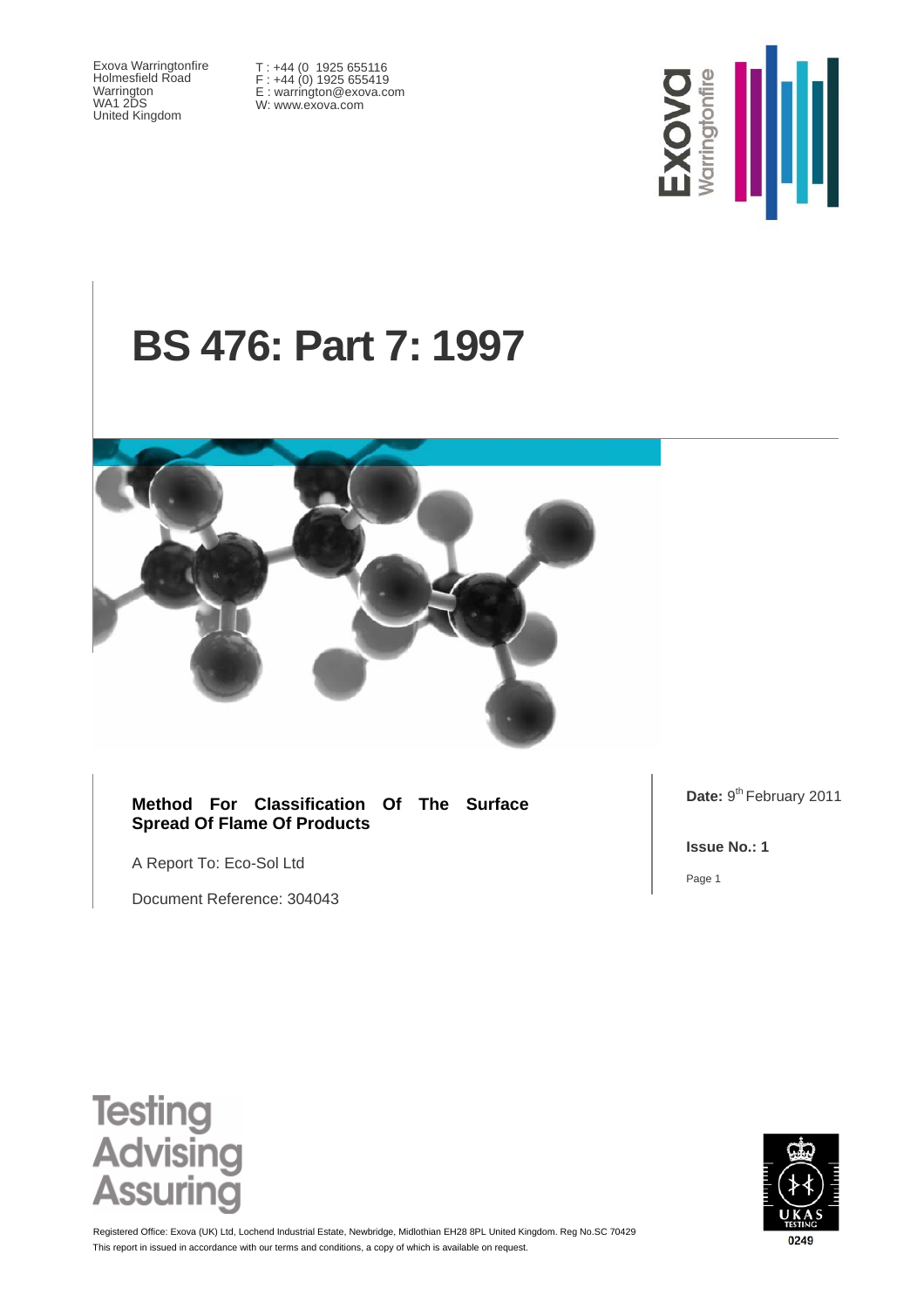Exova Warringtonfire
Holmesfield Road
Warrington
WA1 2DS
United Kingdom

T : +44 (0 1925 655116
F : +44 (0) 1925 655419
E : warrington@exova.com
W: www.exova.com

# BS 476: Part 7: 1997

**Method For Classification Of The Surface Spread Of Flame Of Products**

A Report To: Eco-Sol Ltd

Document Reference: 304043

**Date:** 9th February 2011

**Issue No.: 1**

Testing
Advising
Assuring

Registered Office: Exova (UK) Ltd, Lochend Industrial Estate, Newbridge, Midlothian EH28 8PL United Kingdom. Reg No.SC 70429
This report in issued in accordance with our terms and conditions, a copy of which is available on request.

UKAS TESTING 0249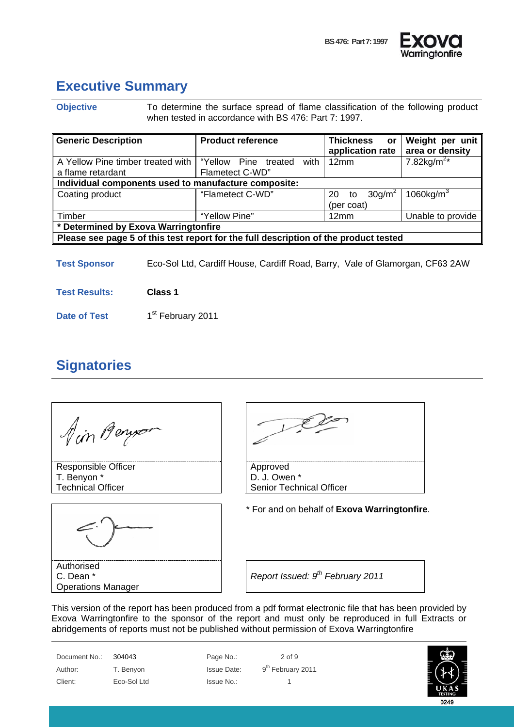# Executive Summary

**Objective** To determine the surface spread of flame classification of the following product when tested in accordance with BS 476: Part 7: 1997.

| Generic Description | Product reference | Thickness or application rate | Weight per unit area or density |
|---|---|---|---|
| A Yellow Pine timber treated with a flame retardant | "Yellow Pine treated with Flametect C-WD" | 12mm | 7.82kg/m$^2$* |
| **Individual components used to manufacture composite:** | | | |
| Coating product | "Flametect C-WD" | 20 to 30g/m$^2$ (per coat) | 1060kg/m$^3$ |
| Timber | "Yellow Pine" | 12mm | Unable to provide |
| **\* Determined by Exova Warringtonfire** | | | |
| **Please see page 5 of this test report for the full description of the product tested** | | | |

**Test Sponsor** Eco-Sol Ltd, Cardiff House, Cardiff Road, Barry, Vale of Glamorgan, CF63 2AW

**Test Results:** **Class 1**

**Date of Test** 1st February 2011

# Signatories

Responsible Officer
T. Benyon *
Technical Officer

Approved
D. J. Owen *
Senior Technical Officer

Authorised
C. Dean *
Operations Manager

\* For and on behalf of **Exova Warringtonfire**.

*Report Issued: 9th February 2011*

This version of the report has been produced from a pdf format electronic file that has been provided by Exova Warringtonfire to the sponsor of the report and must only be reproduced in full Extracts or abridgements of reports must not be published without permission of Exova Warringtonfire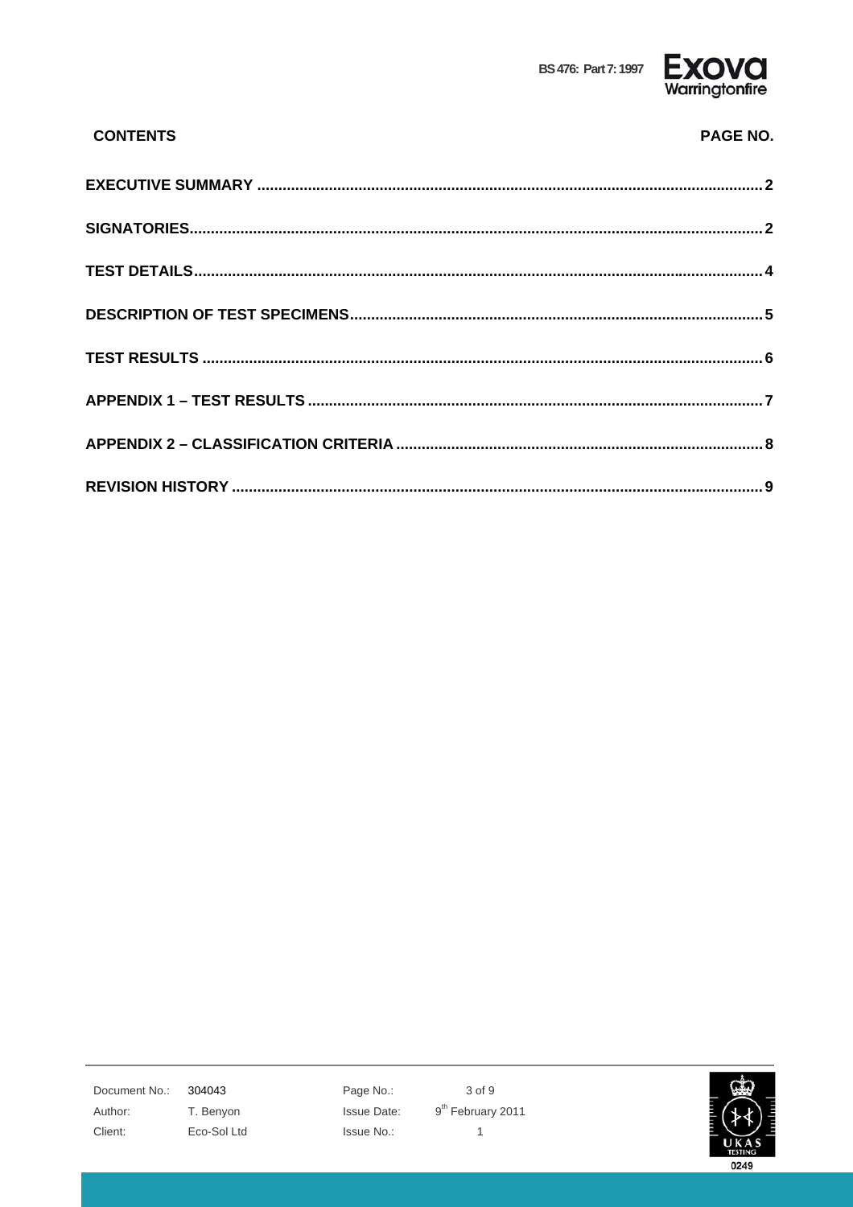# CONTENTS

| CONTENTS | PAGE NO. |
|---|---|
| **EXECUTIVE SUMMARY** | 2 |
| **SIGNATORIES** | 2 |
| **TEST DETAILS** | 4 |
| **DESCRIPTION OF TEST SPECIMENS** | 5 |
| **TEST RESULTS** | 6 |
| **APPENDIX 1 – TEST RESULTS** | 7 |
| **APPENDIX 2 – CLASSIFICATION CRITERIA** | 8 |
| **REVISION HISTORY** | 9 |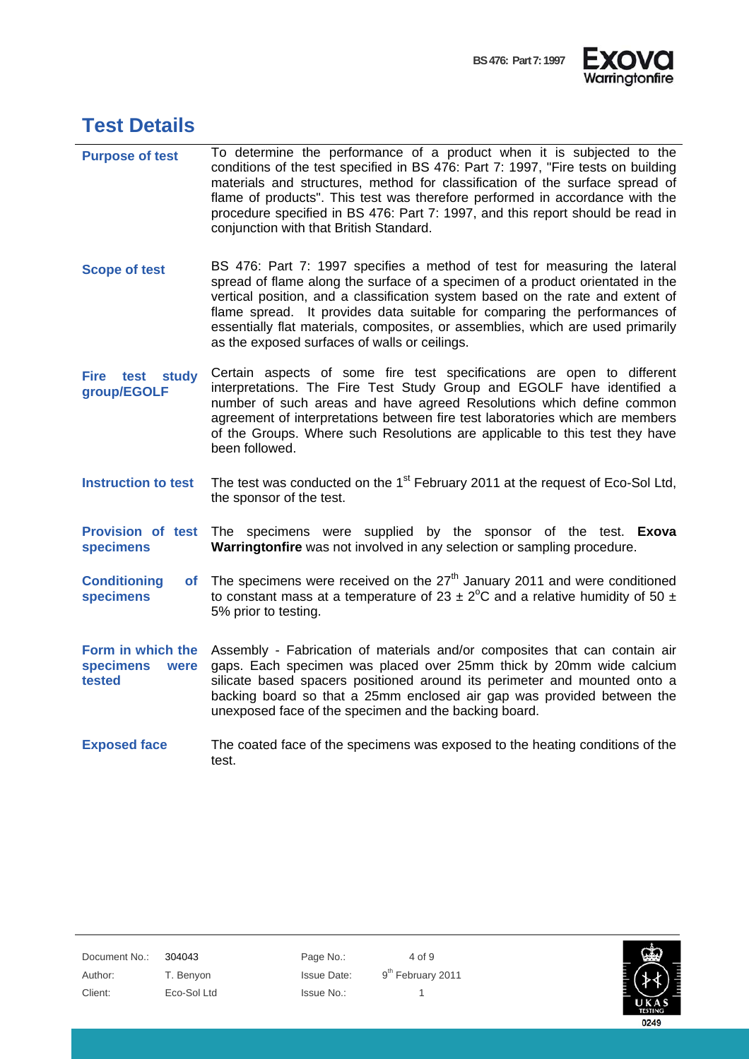# Test Details

**Purpose of test**

To determine the performance of a product when it is subjected to the conditions of the test specified in BS 476: Part 7: 1997, "Fire tests on building materials and structures, method for classification of the surface spread of flame of products". This test was therefore performed in accordance with the procedure specified in BS 476: Part 7: 1997, and this report should be read in conjunction with that British Standard.

**Scope of test**

BS 476: Part 7: 1997 specifies a method of test for measuring the lateral spread of flame along the surface of a specimen of a product orientated in the vertical position, and a classification system based on the rate and extent of flame spread. It provides data suitable for comparing the performances of essentially flat materials, composites, or assemblies, which are used primarily as the exposed surfaces of walls or ceilings.

**Fire test study group/EGOLF**

Certain aspects of some fire test specifications are open to different interpretations. The Fire Test Study Group and EGOLF have identified a number of such areas and have agreed Resolutions which define common agreement of interpretations between fire test laboratories which are members of the Groups. Where such Resolutions are applicable to this test they have been followed.

**Instruction to test**

The test was conducted on the 1st February 2011 at the request of Eco-Sol Ltd, the sponsor of the test.

**Provision of test specimens**

The specimens were supplied by the sponsor of the test. **Exova Warringtonfire** was not involved in any selection or sampling procedure.

**Conditioning of specimens**

The specimens were received on the 27th January 2011 and were conditioned to constant mass at a temperature of 23 ± 2°C and a relative humidity of 50 ± 5% prior to testing.

**Form in which the specimens were tested**

Assembly - Fabrication of materials and/or composites that can contain air gaps. Each specimen was placed over 25mm thick by 20mm wide calcium silicate based spacers positioned around its perimeter and mounted onto a backing board so that a 25mm enclosed air gap was provided between the unexposed face of the specimen and the backing board.

**Exposed face**

The coated face of the specimens was exposed to the heating conditions of the test.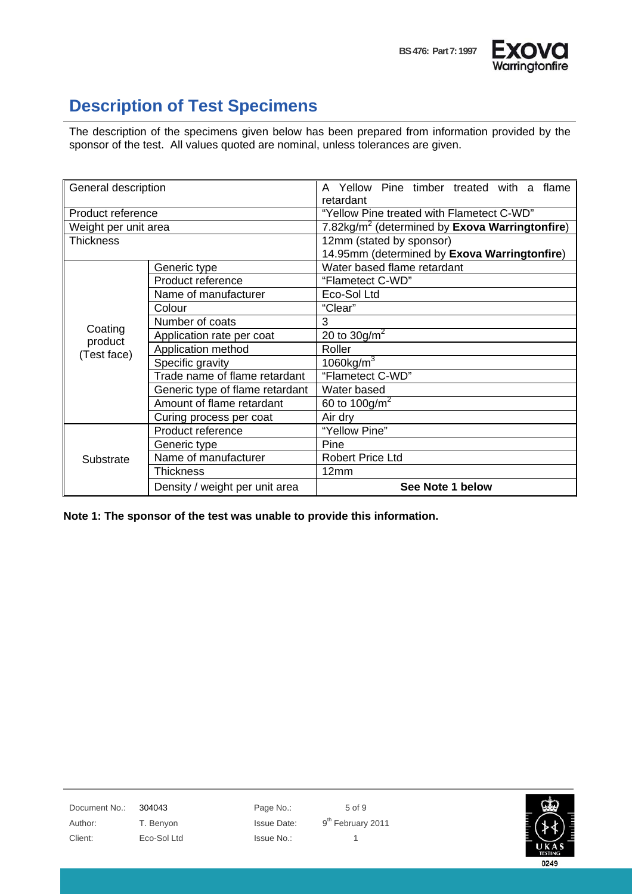# Description of Test Specimens

The description of the specimens given below has been prepared from information provided by the sponsor of the test. All values quoted are nominal, unless tolerances are given.

| | | |
|---|---|---|
| General description | | A Yellow Pine timber treated with a flame retardant |
| Product reference | | "Yellow Pine treated with Flametect C-WD" |
| Weight per unit area | | 7.82kg/m$^2$ (determined by **Exova Warringtonfire**) |
| Thickness | | 12mm (stated by sponsor)<br>14.95mm (determined by **Exova Warringtonfire**) |
| Coating product (Test face) | Generic type | Water based flame retardant |
| | Product reference | "Flametect C-WD" |
| | Name of manufacturer | Eco-Sol Ltd |
| | Colour | "Clear" |
| | Number of coats | 3 |
| | Application rate per coat | 20 to 30g/m$^2$ |
| | Application method | Roller |
| | Specific gravity | 1060kg/m$^3$ |
| | Trade name of flame retardant | "Flametect C-WD" |
| | Generic type of flame retardant | Water based |
| | Amount of flame retardant | 60 to 100g/m$^2$ |
| | Curing process per coat | Air dry |
| Substrate | Product reference | "Yellow Pine" |
| | Generic type | Pine |
| | Name of manufacturer | Robert Price Ltd |
| | Thickness | 12mm |
| | Density / weight per unit area | **See Note 1 below** |

**Note 1: The sponsor of the test was unable to provide this information.**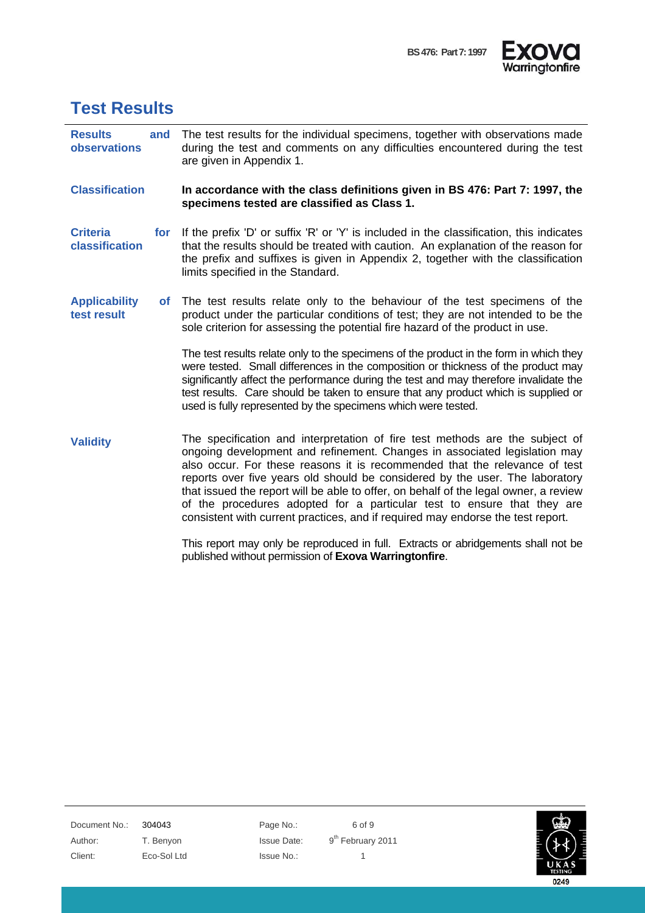# Test Results

**Results and observations**

The test results for the individual specimens, together with observations made during the test and comments on any difficulties encountered during the test are given in Appendix 1.

**Classification**

**In accordance with the class definitions given in BS 476: Part 7: 1997, the specimens tested are classified as Class 1.**

**Criteria for classification**

If the prefix 'D' or suffix 'R' or 'Y' is included in the classification, this indicates that the results should be treated with caution. An explanation of the reason for the prefix and suffixes is given in Appendix 2, together with the classification limits specified in the Standard.

**Applicability of test result**

The test results relate only to the behaviour of the test specimens of the product under the particular conditions of test; they are not intended to be the sole criterion for assessing the potential fire hazard of the product in use.

The test results relate only to the specimens of the product in the form in which they were tested. Small differences in the composition or thickness of the product may significantly affect the performance during the test and may therefore invalidate the test results. Care should be taken to ensure that any product which is supplied or used is fully represented by the specimens which were tested.

**Validity**

The specification and interpretation of fire test methods are the subject of ongoing development and refinement. Changes in associated legislation may also occur. For these reasons it is recommended that the relevance of test reports over five years old should be considered by the user. The laboratory that issued the report will be able to offer, on behalf of the legal owner, a review of the procedures adopted for a particular test to ensure that they are consistent with current practices, and if required may endorse the test report.

This report may only be reproduced in full. Extracts or abridgements shall not be published without permission of **Exova Warringtonfire**.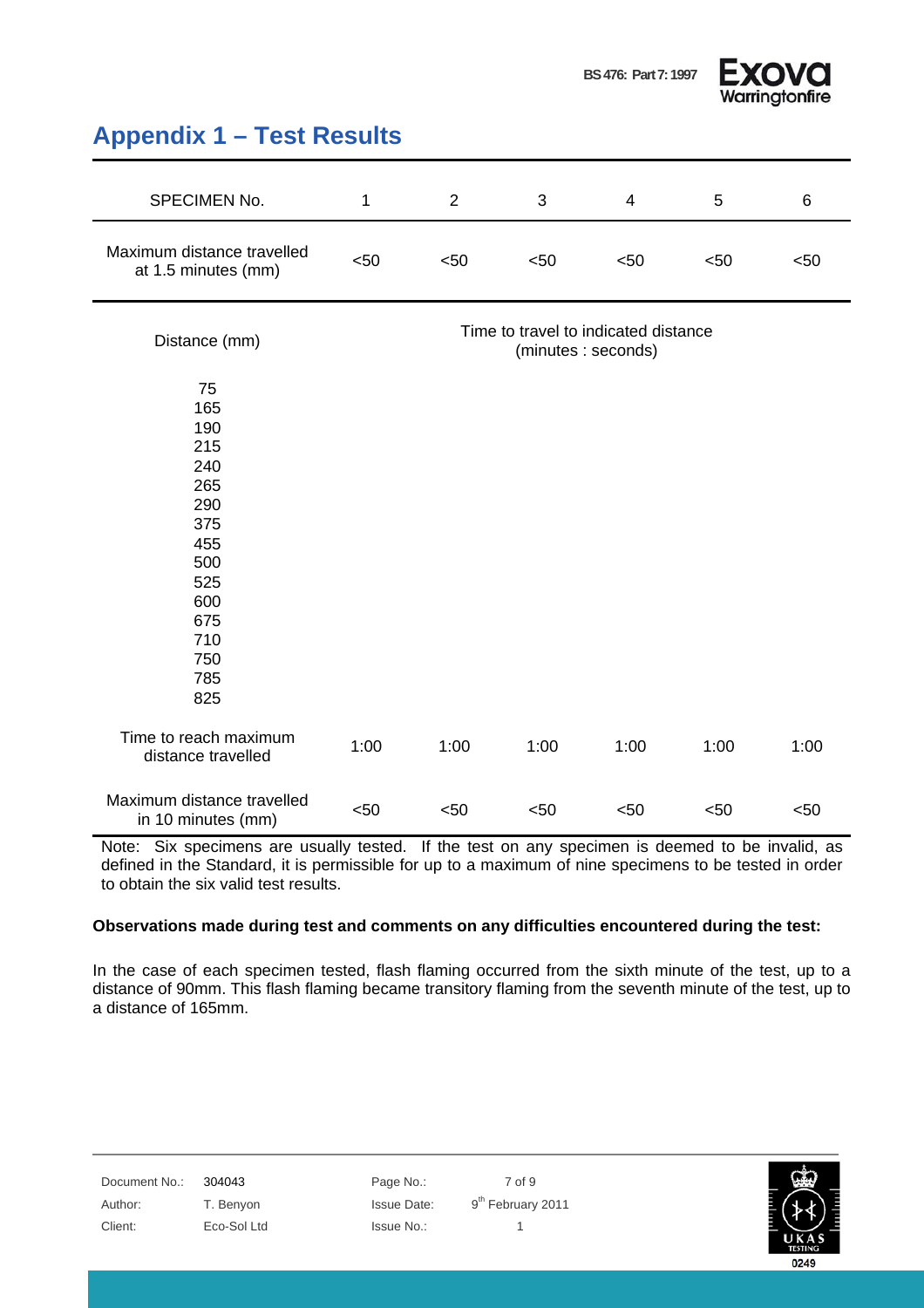## Appendix 1 – Test Results

| SPECIMEN No. | 1 | 2 | 3 | 4 | 5 | 6 |
|---|---|---|---|---|---|---|
| Maximum distance travelled at 1.5 minutes (mm) | <50 | <50 | <50 | <50 | <50 | <50 |
| Distance (mm) | Time to travel to indicated distance (minutes : seconds) | | | | | |
| 75 | | | | | | |
| 165 | | | | | | |
| 190 | | | | | | |
| 215 | | | | | | |
| 240 | | | | | | |
| 265 | | | | | | |
| 290 | | | | | | |
| 375 | | | | | | |
| 455 | | | | | | |
| 500 | | | | | | |
| 525 | | | | | | |
| 600 | | | | | | |
| 675 | | | | | | |
| 710 | | | | | | |
| 750 | | | | | | |
| 785 | | | | | | |
| 825 | | | | | | |
| Time to reach maximum distance travelled | 1:00 | 1:00 | 1:00 | 1:00 | 1:00 | 1:00 |
| Maximum distance travelled in 10 minutes (mm) | <50 | <50 | <50 | <50 | <50 | <50 |

Note: Six specimens are usually tested. If the test on any specimen is deemed to be invalid, as defined in the Standard, it is permissible for up to a maximum of nine specimens to be tested in order to obtain the six valid test results.

**Observations made during test and comments on any difficulties encountered during the test:**

In the case of each specimen tested, flash flaming occurred from the sixth minute of the test, up to a distance of 90mm. This flash flaming became transitory flaming from the seventh minute of the test, up to a distance of 165mm.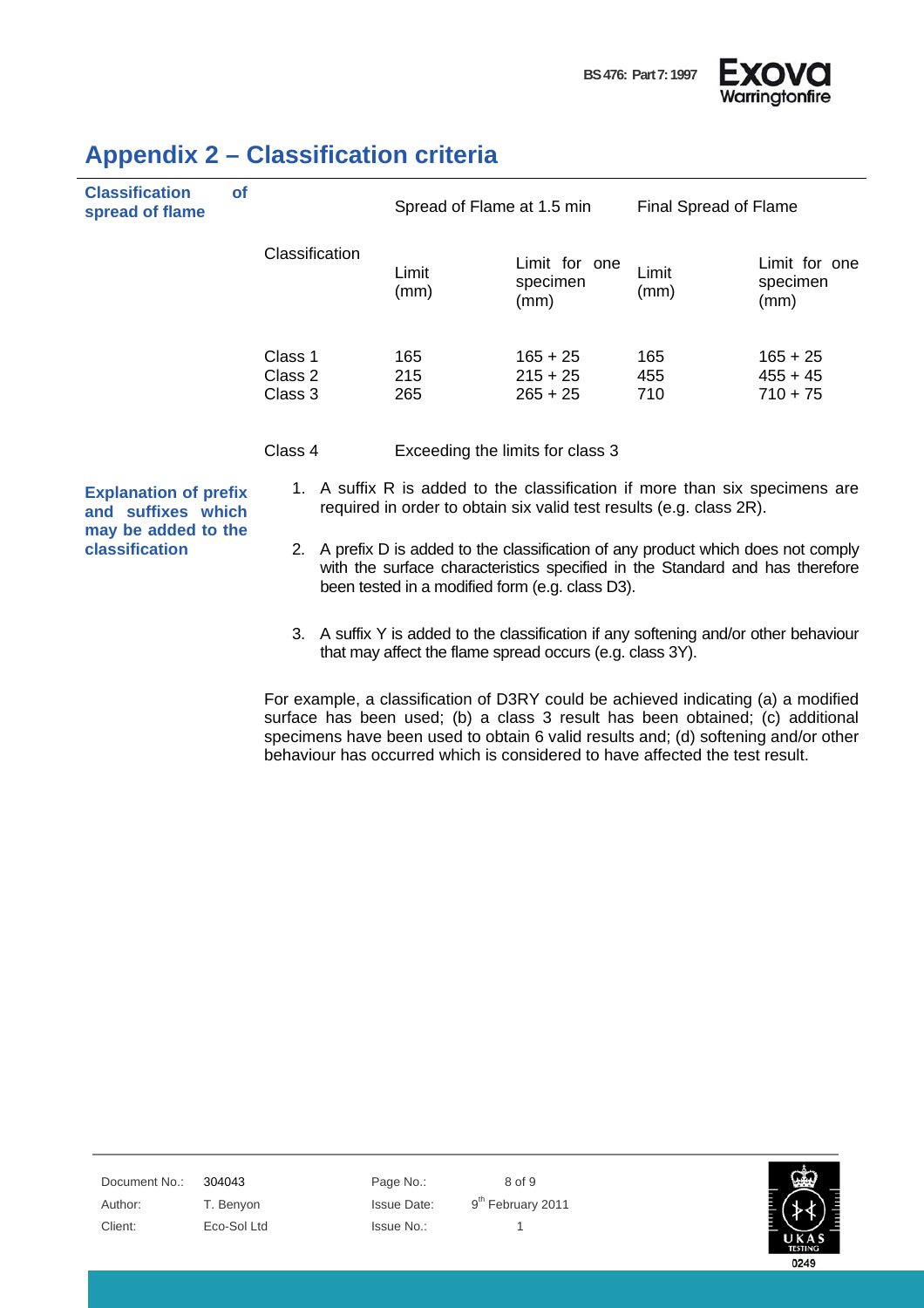## Appendix 2 – Classification criteria

**Classification of spread of flame**

| Classification | Spread of Flame at 1.5 min | | Final Spread of Flame | |
|---|---|---|---|---|
| | Limit (mm) | Limit for one specimen (mm) | Limit (mm) | Limit for one specimen (mm) |
| Class 1 | 165 | 165 + 25 | 165 | 165 + 25 |
| Class 2 | 215 | 215 + 25 | 455 | 455 + 45 |
| Class 3 | 265 | 265 + 25 | 710 | 710 + 75 |
| Class 4 | Exceeding the limits for class 3 | | | |

**Explanation of prefix and suffixes which may be added to the classification**

1. A suffix R is added to the classification if more than six specimens are required in order to obtain six valid test results (e.g. class 2R).
2. A prefix D is added to the classification of any product which does not comply with the surface characteristics specified in the Standard and has therefore been tested in a modified form (e.g. class D3).
3. A suffix Y is added to the classification if any softening and/or other behaviour that may affect the flame spread occurs (e.g. class 3Y).

For example, a classification of D3RY could be achieved indicating (a) a modified surface has been used; (b) a class 3 result has been obtained; (c) additional specimens have been used to obtain 6 valid results and; (d) softening and/or other behaviour has occurred which is considered to have affected the test result.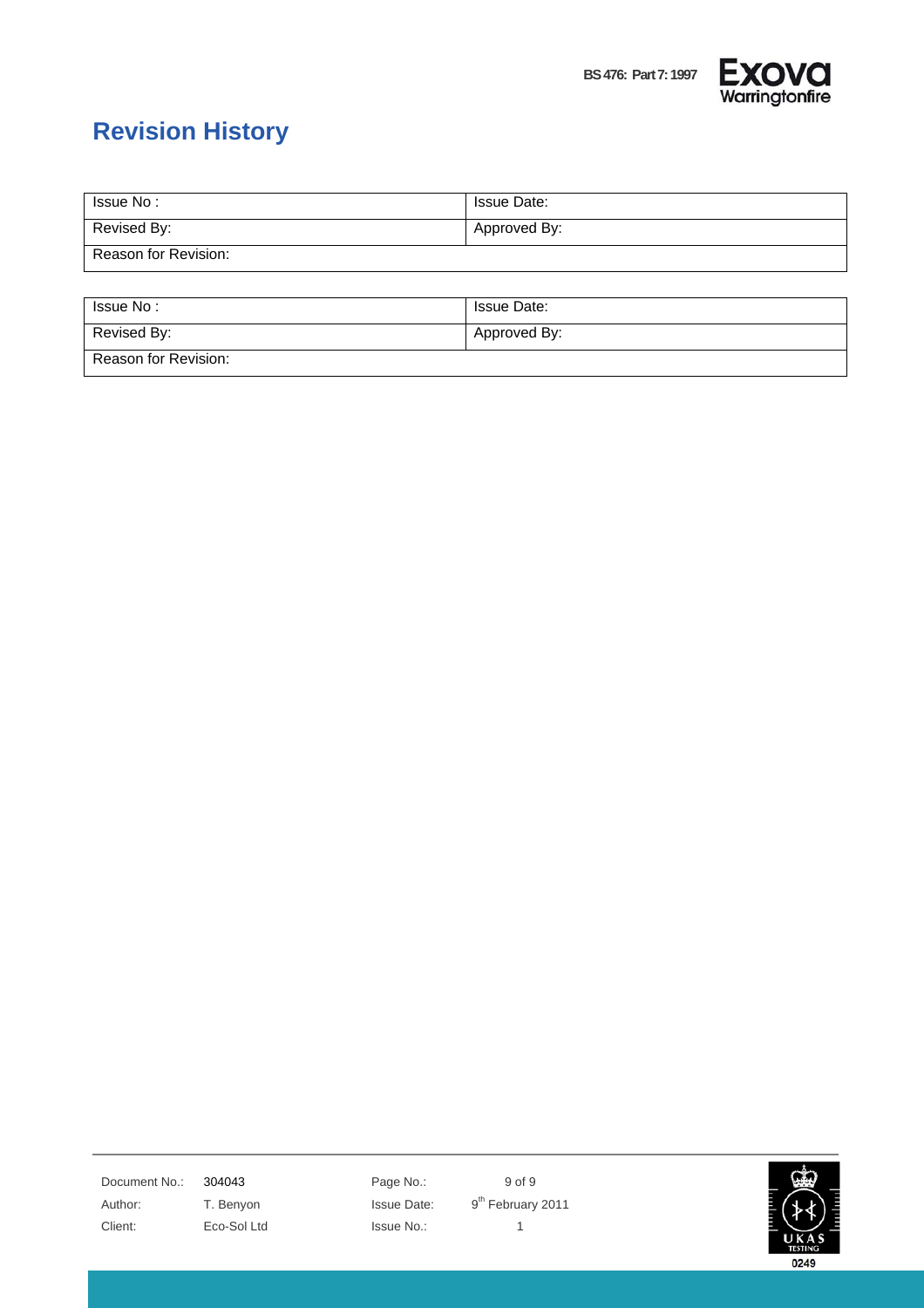# Revision History

| | |
|---|---|
| Issue No : | Issue Date: |
| Revised By: | Approved By: |
| Reason for Revision: | |

| | |
|---|---|
| Issue No : | Issue Date: |
| Revised By: | Approved By: |
| Reason for Revision: | |